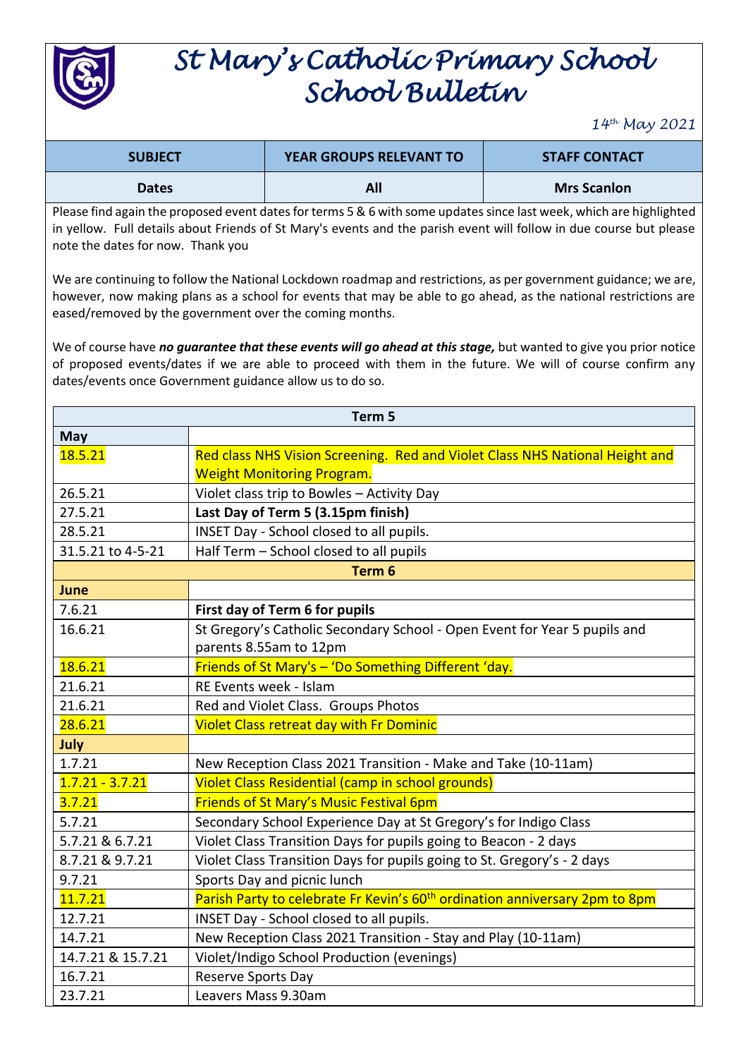# St Mary's Catholic Primary School
## School Bulletin

*14th May 2021*

| SUBJECT | YEAR GROUPS RELEVANT TO | STAFF CONTACT |
|---|---|---|
| **Dates** | **All** | **Mrs Scanlon** |

Please find again the proposed event dates for terms 5 & 6 with some updates since last week, which are highlighted in yellow. Full details about Friends of St Mary's events and the parish event will follow in due course but please note the dates for now. Thank you

We are continuing to follow the National Lockdown roadmap and restrictions, as per government guidance; we are, however, now making plans as a school for events that may be able to go ahead, as the national restrictions are eased/removed by the government over the coming months.

We of course have ***no guarantee that these events will go ahead at this stage,*** but wanted to give you prior notice of proposed events/dates if we are able to proceed with them in the future. We will of course confirm any dates/events once Government guidance allow us to do so.

| **Term 5** | |
|---|---|
| **May** | |
| 18.5.21 | Red class NHS Vision Screening. Red and Violet Class NHS National Height and Weight Monitoring Program. |
| 26.5.21 | Violet class trip to Bowles – Activity Day |
| 27.5.21 | **Last Day of Term 5 (3.15pm finish)** |
| 28.5.21 | INSET Day - School closed to all pupils. |
| 31.5.21 to 4-5-21 | Half Term – School closed to all pupils |
| **Term 6** | |
| **June** | |
| 7.6.21 | **First day of Term 6 for pupils** |
| 16.6.21 | St Gregory's Catholic Secondary School - Open Event for Year 5 pupils and parents 8.55am to 12pm |
| 18.6.21 | Friends of St Mary's – 'Do Something Different 'day. |
| 21.6.21 | RE Events week - Islam |
| 21.6.21 | Red and Violet Class. Groups Photos |
| 28.6.21 | Violet Class retreat day with Fr Dominic |
| **July** | |
| 1.7.21 | New Reception Class 2021 Transition - Make and Take (10-11am) |
| 1.7.21 - 3.7.21 | Violet Class Residential (camp in school grounds) |
| 3.7.21 | Friends of St Mary's Music Festival 6pm |
| 5.7.21 | Secondary School Experience Day at St Gregory's for Indigo Class |
| 5.7.21 & 6.7.21 | Violet Class Transition Days for pupils going to Beacon - 2 days |
| 8.7.21 & 9.7.21 | Violet Class Transition Days for pupils going to St. Gregory's - 2 days |
| 9.7.21 | Sports Day and picnic lunch |
| 11.7.21 | Parish Party to celebrate Fr Kevin's 60th ordination anniversary 2pm to 8pm |
| 12.7.21 | INSET Day - School closed to all pupils. |
| 14.7.21 | New Reception Class 2021 Transition - Stay and Play (10-11am) |
| 14.7.21 & 15.7.21 | Violet/Indigo School Production (evenings) |
| 16.7.21 | Reserve Sports Day |
| 23.7.21 | Leavers Mass 9.30am |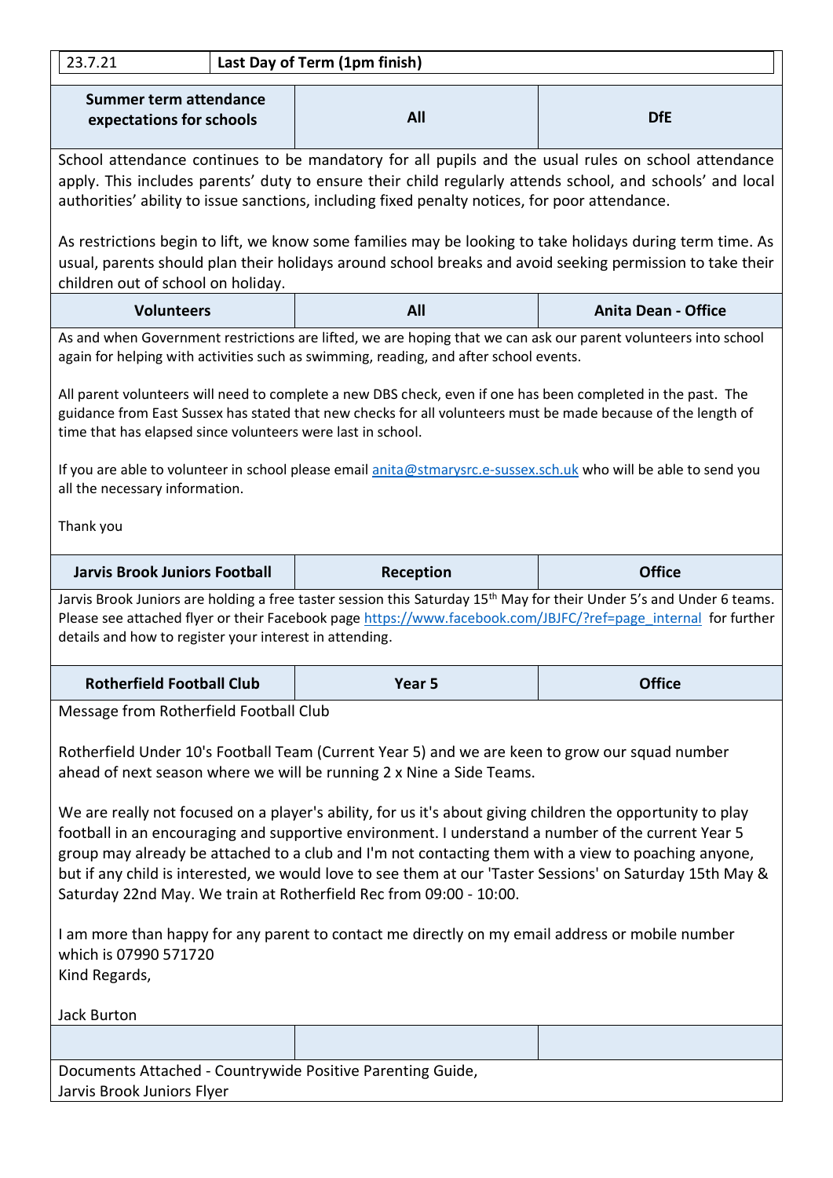| 23.7.21 | Last Day of Term (1pm finish) |
|---|---|

| **Summer term attendance expectations for schools** | **All** | **DfE** |
|---|---|---|

School attendance continues to be mandatory for all pupils and the usual rules on school attendance apply. This includes parents' duty to ensure their child regularly attends school, and schools' and local authorities' ability to issue sanctions, including fixed penalty notices, for poor attendance.

As restrictions begin to lift, we know some families may be looking to take holidays during term time. As usual, parents should plan their holidays around school breaks and avoid seeking permission to take their children out of school on holiday.

| **Volunteers** | **All** | **Anita Dean - Office** |
|---|---|---|

As and when Government restrictions are lifted, we are hoping that we can ask our parent volunteers into school again for helping with activities such as swimming, reading, and after school events.

All parent volunteers will need to complete a new DBS check, even if one has been completed in the past. The guidance from East Sussex has stated that new checks for all volunteers must be made because of the length of time that has elapsed since volunteers were last in school.

If you are able to volunteer in school please email anita@stmarysrc.e-sussex.sch.uk who will be able to send you all the necessary information.

Thank you

| **Jarvis Brook Juniors Football** | **Reception** | **Office** |
|---|---|---|

Jarvis Brook Juniors are holding a free taster session this Saturday 15th May for their Under 5's and Under 6 teams. Please see attached flyer or their Facebook page https://www.facebook.com/JBJFC/?ref=page_internal for further details and how to register your interest in attending.

| **Rotherfield Football Club** | **Year 5** | **Office** |
|---|---|---|

Message from Rotherfield Football Club

Rotherfield Under 10's Football Team (Current Year 5) and we are keen to grow our squad number ahead of next season where we will be running 2 x Nine a Side Teams.

We are really not focused on a player's ability, for us it's about giving children the opportunity to play football in an encouraging and supportive environment. I understand a number of the current Year 5 group may already be attached to a club and I'm not contacting them with a view to poaching anyone, but if any child is interested, we would love to see them at our 'Taster Sessions' on Saturday 15th May & Saturday 22nd May. We train at Rotherfield Rec from 09:00 - 10:00.

I am more than happy for any parent to contact me directly on my email address or mobile number which is 07990 571720
Kind Regards,

Jack Burton

Documents Attached - Countrywide Positive Parenting Guide,
Jarvis Brook Juniors Flyer